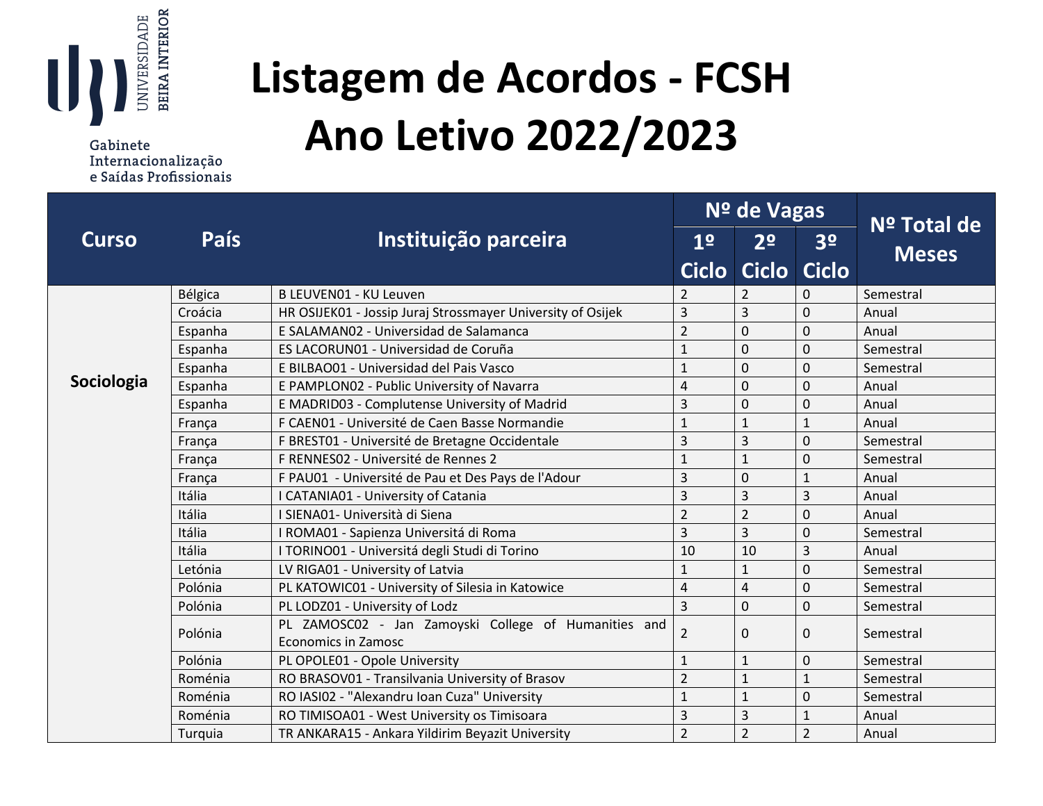Gabinete Internacionalização e Saídas Profissionais

# Listagem de Acordos - FCSH
# Ano Letivo 2022/2023

| Curso | País | Instituição parceira | Nº de Vagas | | | Nº Total de Meses |
|---|---|---|---|---|---|---|
| | | | 1º Ciclo | 2º Ciclo | 3º Ciclo | |
| Sociologia | Bélgica | B LEUVEN01 - KU Leuven | 2 | 2 | 0 | Semestral |
| | Croácia | HR OSIJEK01 - Jossip Juraj Strossmayer University of Osijek | 3 | 3 | 0 | Anual |
| | Espanha | E SALAMAN02 - Universidad de Salamanca | 2 | 0 | 0 | Anual |
| | Espanha | ES LACORUN01 - Universidad de Coruña | 1 | 0 | 0 | Semestral |
| | Espanha | E BILBAO01 - Universidad del Pais Vasco | 1 | 0 | 0 | Semestral |
| | Espanha | E PAMPLON02 - Public University of Navarra | 4 | 0 | 0 | Anual |
| | Espanha | E MADRID03 - Complutense University of Madrid | 3 | 0 | 0 | Anual |
| | França | F CAEN01 - Université de Caen Basse Normandie | 1 | 1 | 1 | Anual |
| | França | F BREST01 - Université de Bretagne Occidentale | 3 | 3 | 0 | Semestral |
| | França | F RENNES02 - Université de Rennes 2 | 1 | 1 | 0 | Semestral |
| | França | F PAU01 - Université de Pau et Des Pays de l'Adour | 3 | 0 | 1 | Anual |
| | Itália | I CATANIA01 - University of Catania | 3 | 3 | 3 | Anual |
| | Itália | I SIENA01- Università di Siena | 2 | 2 | 0 | Anual |
| | Itália | I ROMA01 - Sapienza Universitá di Roma | 3 | 3 | 0 | Semestral |
| | Itália | I TORINO01 - Universitá degli Studi di Torino | 10 | 10 | 3 | Anual |
| | Letónia | LV RIGA01 - University of Latvia | 1 | 1 | 0 | Semestral |
| | Polónia | PL KATOWIC01 - University of Silesia in Katowice | 4 | 4 | 0 | Semestral |
| | Polónia | PL LODZ01 - University of Lodz | 3 | 0 | 0 | Semestral |
| | Polónia | PL ZAMOSC02 - Jan Zamoyski College of Humanities and Economics in Zamosc | 2 | 0 | 0 | Semestral |
| | Polónia | PL OPOLE01 - Opole University | 1 | 1 | 0 | Semestral |
| | Roménia | RO BRASOV01 - Transilvania University of Brasov | 2 | 1 | 1 | Semestral |
| | Roménia | RO IASI02 - "Alexandru Ioan Cuza" University | 1 | 1 | 0 | Semestral |
| | Roménia | RO TIMISOA01 - West University os Timisoara | 3 | 3 | 1 | Anual |
| | Turquia | TR ANKARA15 - Ankara Yildirim Beyazit University | 2 | 2 | 2 | Anual |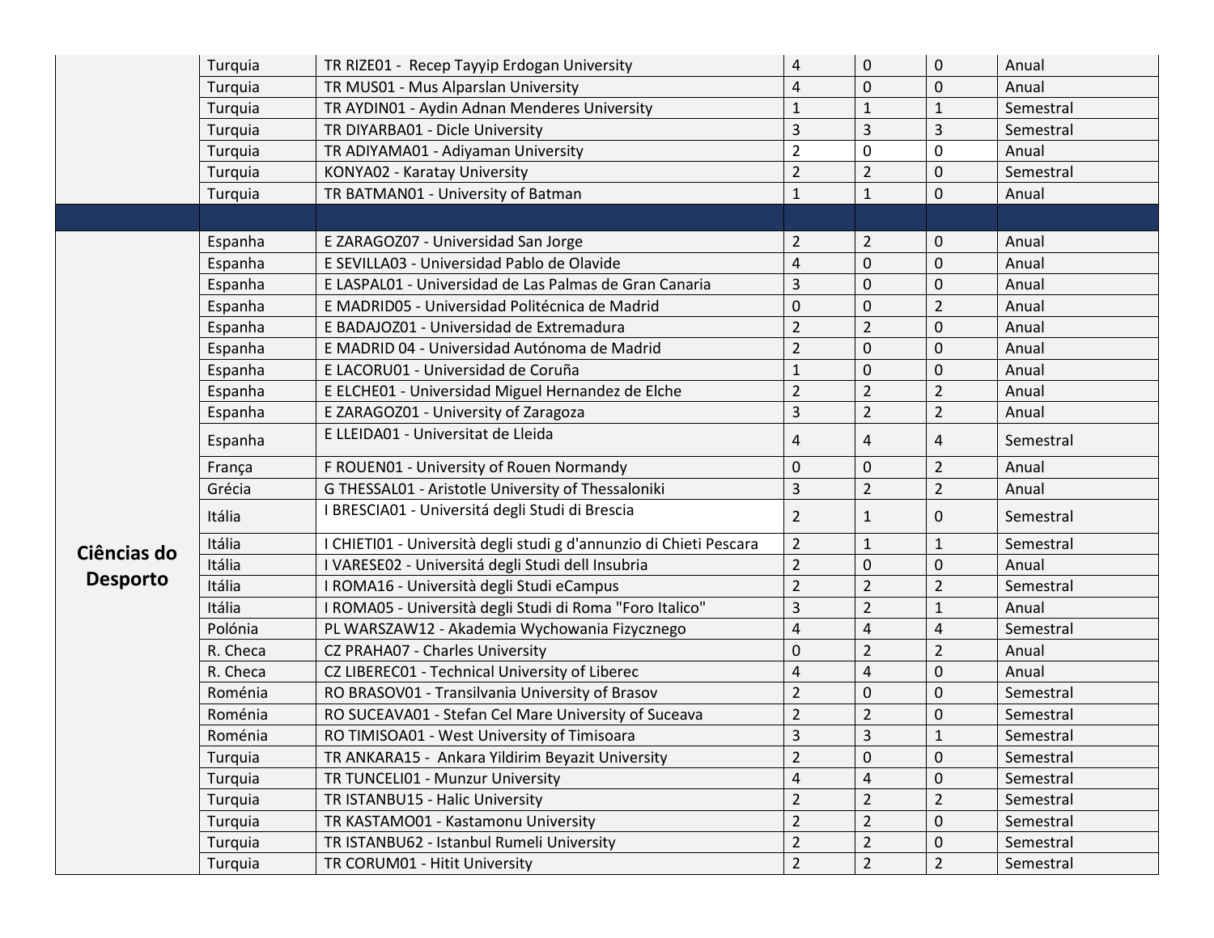| | | | | | | |
|---|---|---|---|---|---|---|
| | Turquia | TR RIZE01 - Recep Tayyip Erdogan University | 4 | 0 | 0 | Anual |
| | Turquia | TR MUS01 - Mus Alparslan University | 4 | 0 | 0 | Anual |
| | Turquia | TR AYDIN01 - Aydin Adnan Menderes University | 1 | 1 | 1 | Semestral |
| | Turquia | TR DIYARBA01 - Dicle University | 3 | 3 | 3 | Semestral |
| | Turquia | TR ADIYAMA01 - Adiyaman University | 2 | 0 | 0 | Anual |
| | Turquia | KONYA02 - Karatay University | 2 | 2 | 0 | Semestral |
| | Turquia | TR BATMAN01 - University of Batman | 1 | 1 | 0 | Anual |
| | | | | | | |
| **Ciências do Desporto** | Espanha | E ZARAGOZ07 - Universidad San Jorge | 2 | 2 | 0 | Anual |
| | Espanha | E SEVILLA03 - Universidad Pablo de Olavide | 4 | 0 | 0 | Anual |
| | Espanha | E LASPAL01 - Universidad de Las Palmas de Gran Canaria | 3 | 0 | 0 | Anual |
| | Espanha | E MADRID05 - Universidad Politécnica de Madrid | 0 | 0 | 2 | Anual |
| | Espanha | E BADAJOZ01 - Universidad de Extremadura | 2 | 2 | 0 | Anual |
| | Espanha | E MADRID 04 - Universidad Autónoma de Madrid | 2 | 0 | 0 | Anual |
| | Espanha | E LACORU01 - Universidad de Coruña | 1 | 0 | 0 | Anual |
| | Espanha | E ELCHE01 - Universidad Miguel Hernandez de Elche | 2 | 2 | 2 | Anual |
| | Espanha | E ZARAGOZ01 - University of Zaragoza | 3 | 2 | 2 | Anual |
| | Espanha | E LLEIDA01 - Universitat de Lleida | 4 | 4 | 4 | Semestral |
| | França | F ROUEN01 - University of Rouen Normandy | 0 | 0 | 2 | Anual |
| | Grécia | G THESSAL01 - Aristotle University of Thessaloniki | 3 | 2 | 2 | Anual |
| | Itália | I BRESCIA01 - Universitá degli Studi di Brescia | 2 | 1 | 0 | Semestral |
| | Itália | I CHIETI01 - Università degli studi g d'annunzio di Chieti Pescara | 2 | 1 | 1 | Semestral |
| | Itália | I VARESE02 - Universitá degli Studi dell Insubria | 2 | 0 | 0 | Anual |
| | Itália | I ROMA16 - Università degli Studi eCampus | 2 | 2 | 2 | Semestral |
| | Itália | I ROMA05 - Università degli Studi di Roma "Foro Italico" | 3 | 2 | 1 | Anual |
| | Polónia | PL WARSZAW12 - Akademia Wychowania Fizycznego | 4 | 4 | 4 | Semestral |
| | R. Checa | CZ PRAHA07 - Charles University | 0 | 2 | 2 | Anual |
| | R. Checa | CZ LIBEREC01 - Technical University of Liberec | 4 | 4 | 0 | Anual |
| | Roménia | RO BRASOV01 - Transilvania University of Brasov | 2 | 0 | 0 | Semestral |
| | Roménia | RO SUCEAVA01 - Stefan Cel Mare University of Suceava | 2 | 2 | 0 | Semestral |
| | Roménia | RO TIMISOA01 - West University of Timisoara | 3 | 3 | 1 | Semestral |
| | Turquia | TR ANKARA15 - Ankara Yildirim Beyazit University | 2 | 0 | 0 | Semestral |
| | Turquia | TR TUNCELI01 - Munzur University | 4 | 4 | 0 | Semestral |
| | Turquia | TR ISTANBU15 - Halic University | 2 | 2 | 2 | Semestral |
| | Turquia | TR KASTAMO01 - Kastamonu University | 2 | 2 | 0 | Semestral |
| | Turquia | TR ISTANBU62 - Istanbul Rumeli University | 2 | 2 | 0 | Semestral |
| | Turquia | TR CORUM01 - Hitit University | 2 | 2 | 2 | Semestral |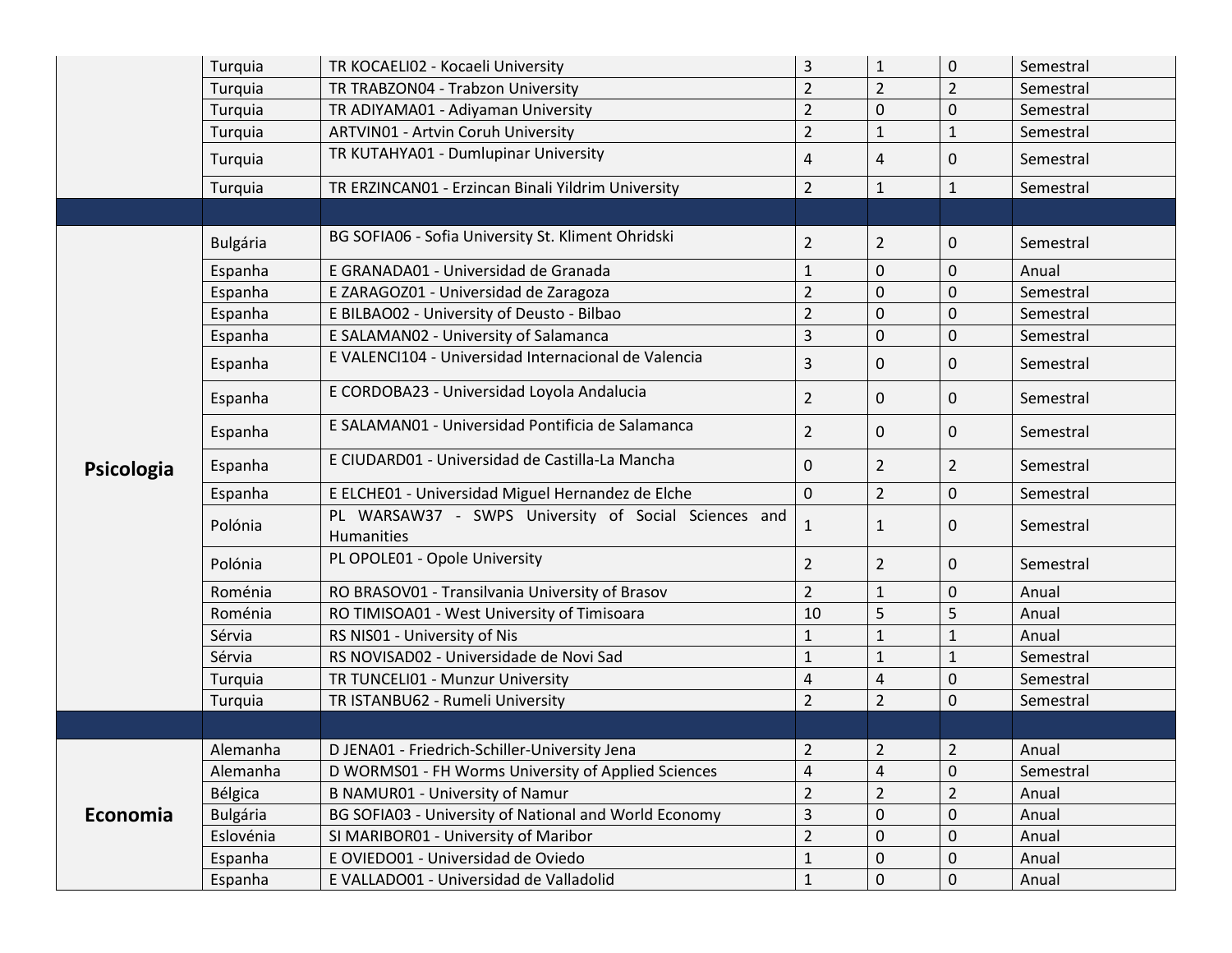|  |  |  |  |  |  |  |
|---|---|---|---|---|---|---|
|  | Turquia | TR KOCAELI02 - Kocaeli University | 3 | 1 | 0 | Semestral |
|  | Turquia | TR TRABZON04 - Trabzon University | 2 | 2 | 2 | Semestral |
|  | Turquia | TR ADIYAMA01 - Adiyaman University | 2 | 0 | 0 | Semestral |
|  | Turquia | ARTVIN01 - Artvin Coruh University | 2 | 1 | 1 | Semestral |
|  | Turquia | TR KUTAHYA01 - Dumlupinar University | 4 | 4 | 0 | Semestral |
|  | Turquia | TR ERZINCAN01 - Erzincan Binali Yildrim University | 2 | 1 | 1 | Semestral |
|  |  |  |  |  |  |  |
| **Psicologia** | Bulgária | BG SOFIA06 - Sofia University St. Kliment Ohridski | 2 | 2 | 0 | Semestral |
|  | Espanha | E GRANADA01 - Universidad de Granada | 1 | 0 | 0 | Anual |
|  | Espanha | E ZARAGOZ01 - Universidad de Zaragoza | 2 | 0 | 0 | Semestral |
|  | Espanha | E BILBAO02 - University of Deusto - Bilbao | 2 | 0 | 0 | Semestral |
|  | Espanha | E SALAMAN02 - University of Salamanca | 3 | 0 | 0 | Semestral |
|  | Espanha | E VALENCI104 - Universidad Internacional de Valencia | 3 | 0 | 0 | Semestral |
|  | Espanha | E CORDOBA23 - Universidad Loyola Andalucia | 2 | 0 | 0 | Semestral |
|  | Espanha | E SALAMAN01 - Universidad Pontificia de Salamanca | 2 | 0 | 0 | Semestral |
|  | Espanha | E CIUDARD01 - Universidad de Castilla-La Mancha | 0 | 2 | 2 | Semestral |
|  | Espanha | E ELCHE01 - Universidad Miguel Hernandez de Elche | 0 | 2 | 0 | Semestral |
|  | Polónia | PL WARSAW37 - SWPS University of Social Sciences and Humanities | 1 | 1 | 0 | Semestral |
|  | Polónia | PL OPOLE01 - Opole University | 2 | 2 | 0 | Semestral |
|  | Roménia | RO BRASOV01 - Transilvania University of Brasov | 2 | 1 | 0 | Anual |
|  | Roménia | RO TIMISOA01 - West University of Timisoara | 10 | 5 | 5 | Anual |
|  | Sérvia | RS NIS01 - University of Nis | 1 | 1 | 1 | Anual |
|  | Sérvia | RS NOVISAD02 - Universidade de Novi Sad | 1 | 1 | 1 | Semestral |
|  | Turquia | TR TUNCELI01 - Munzur University | 4 | 4 | 0 | Semestral |
|  | Turquia | TR ISTANBU62 - Rumeli University | 2 | 2 | 0 | Semestral |
|  |  |  |  |  |  |  |
| **Economia** | Alemanha | D JENA01 - Friedrich-Schiller-University Jena | 2 | 2 | 2 | Anual |
|  | Alemanha | D WORMS01 - FH Worms University of Applied Sciences | 4 | 4 | 0 | Semestral |
|  | Bélgica | B NAMUR01 - University of Namur | 2 | 2 | 2 | Anual |
|  | Bulgária | BG SOFIA03 - University of National and World Economy | 3 | 0 | 0 | Anual |
|  | Eslovénia | SI MARIBOR01 - University of Maribor | 2 | 0 | 0 | Anual |
|  | Espanha | E OVIEDO01 - Universidad de Oviedo | 1 | 0 | 0 | Anual |
|  | Espanha | E VALLADO01 - Universidad de Valladolid | 1 | 0 | 0 | Anual |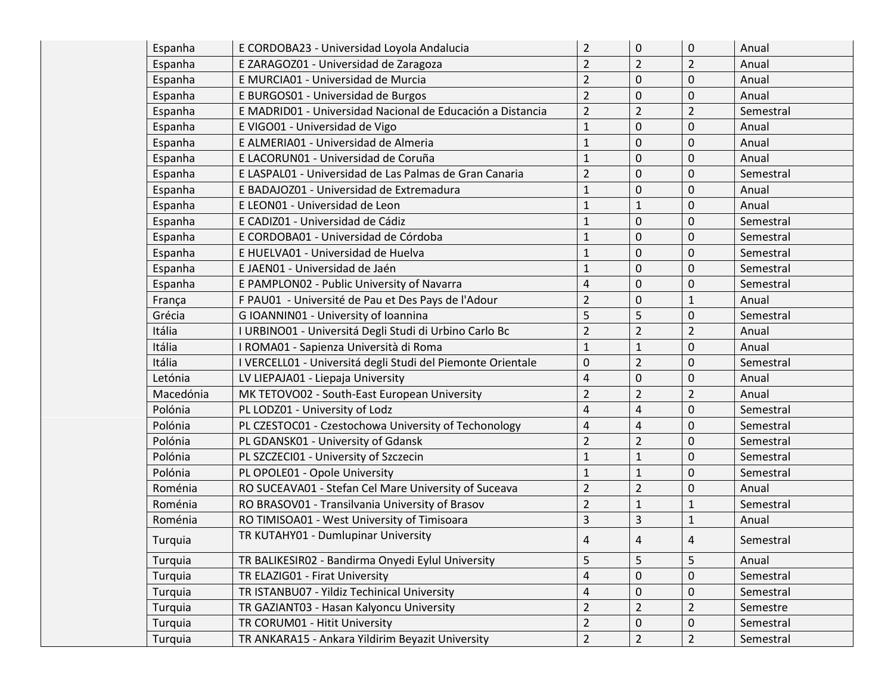| | | | | | | |
|---|---|---|---|---|---|---|
| | Espanha | E CORDOBA23 - Universidad Loyola Andalucia | 2 | 0 | 0 | Anual |
| | Espanha | E ZARAGOZ01 - Universidad de Zaragoza | 2 | 2 | 2 | Anual |
| | Espanha | E MURCIA01 - Universidad de Murcia | 2 | 0 | 0 | Anual |
| | Espanha | E BURGOS01 - Universidad de Burgos | 2 | 0 | 0 | Anual |
| | Espanha | E MADRID01 - Universidad Nacional de Educación a Distancia | 2 | 2 | 2 | Semestral |
| | Espanha | E VIGO01 - Universidad de Vigo | 1 | 0 | 0 | Anual |
| | Espanha | E ALMERIA01 - Universidad de Almeria | 1 | 0 | 0 | Anual |
| | Espanha | E LACORUN01 - Universidad de Coruña | 1 | 0 | 0 | Anual |
| | Espanha | E LASPAL01 - Universidad de Las Palmas de Gran Canaria | 2 | 0 | 0 | Semestral |
| | Espanha | E BADAJOZ01 - Universidad de Extremadura | 1 | 0 | 0 | Anual |
| | Espanha | E LEON01 - Universidad de Leon | 1 | 1 | 0 | Anual |
| | Espanha | E CADIZ01 - Universidad de Cádiz | 1 | 0 | 0 | Semestral |
| | Espanha | E CORDOBA01 - Universidad de Córdoba | 1 | 0 | 0 | Semestral |
| | Espanha | E HUELVA01 - Universidad de Huelva | 1 | 0 | 0 | Semestral |
| | Espanha | E JAEN01 - Universidad de Jaén | 1 | 0 | 0 | Semestral |
| | Espanha | E PAMPLON02 - Public University of Navarra | 4 | 0 | 0 | Semestral |
| | França | F PAU01 - Université de Pau et Des Pays de l'Adour | 2 | 0 | 1 | Anual |
| | Grécia | G IOANNIN01 - University of Ioannina | 5 | 5 | 0 | Semestral |
| | Itália | I URBINO01 - Universitá Degli Studi di Urbino Carlo Bc | 2 | 2 | 2 | Anual |
| | Itália | I ROMA01 - Sapienza Università di Roma | 1 | 1 | 0 | Anual |
| | Itália | I VERCELL01 - Universitá degli Studi del Piemonte Orientale | 0 | 2 | 0 | Semestral |
| | Letónia | LV LIEPAJA01 - Liepaja University | 4 | 0 | 0 | Anual |
| | Macedónia | MK TETOVO02 - South-East European University | 2 | 2 | 2 | Anual |
| | Polónia | PL LODZ01 - University of Lodz | 4 | 4 | 0 | Semestral |
| | Polónia | PL CZESTOC01 - Czestochowa University of Techonology | 4 | 4 | 0 | Semestral |
| | Polónia | PL GDANSK01 - University of Gdansk | 2 | 2 | 0 | Semestral |
| | Polónia | PL SZCZECI01 - University of Szczecin | 1 | 1 | 0 | Semestral |
| | Polónia | PL OPOLE01 - Opole University | 1 | 1 | 0 | Semestral |
| | Roménia | RO SUCEAVA01 - Stefan Cel Mare University of Suceava | 2 | 2 | 0 | Anual |
| | Roménia | RO BRASOV01 - Transilvania University of Brasov | 2 | 1 | 1 | Semestral |
| | Roménia | RO TIMISOA01 - West University of Timisoara | 3 | 3 | 1 | Anual |
| | Turquia | TR KUTAHY01 - Dumlupinar University | 4 | 4 | 4 | Semestral |
| | Turquia | TR BALIKESIR02 - Bandirma Onyedi Eylul University | 5 | 5 | 5 | Anual |
| | Turquia | TR ELAZIG01 - Firat University | 4 | 0 | 0 | Semestral |
| | Turquia | TR ISTANBU07 - Yildiz Techinical University | 4 | 0 | 0 | Semestral |
| | Turquia | TR GAZIANT03 - Hasan Kalyoncu University | 2 | 2 | 2 | Semestre |
| | Turquia | TR CORUM01 - Hitit University | 2 | 0 | 0 | Semestral |
| | Turquia | TR ANKARA15 - Ankara Yildirim Beyazit University | 2 | 2 | 2 | Semestral |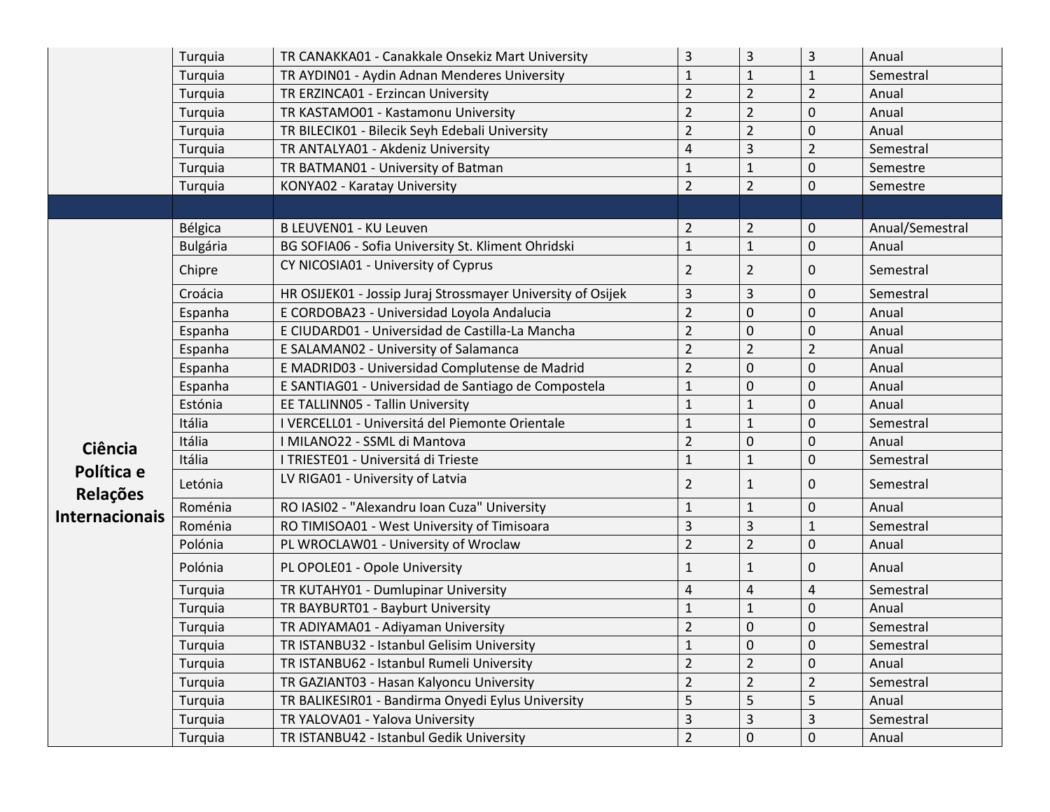| | | | | | | |
|---|---|---|---|---|---|---|
| | Turquia | TR CANAKKA01 - Canakkale Onsekiz Mart University | 3 | 3 | 3 | Anual |
| | Turquia | TR AYDIN01 - Aydin Adnan Menderes University | 1 | 1 | 1 | Semestral |
| | Turquia | TR ERZINCA01 - Erzincan University | 2 | 2 | 2 | Anual |
| | Turquia | TR KASTAMO01 - Kastamonu University | 2 | 2 | 0 | Anual |
| | Turquia | TR BILECIK01 - Bilecik Seyh Edebali University | 2 | 2 | 0 | Anual |
| | Turquia | TR ANTALYA01 - Akdeniz University | 4 | 3 | 2 | Semestral |
| | Turquia | TR BATMAN01 - University of Batman | 1 | 1 | 0 | Semestre |
| | Turquia | KONYA02 - Karatay University | 2 | 2 | 0 | Semestre |
| | | | | | | |
| **Ciência Política e Relações Internacionais** | Bélgica | B LEUVEN01 - KU Leuven | 2 | 2 | 0 | Anual/Semestral |
| | Bulgária | BG SOFIA06 - Sofia University St. Kliment Ohridski | 1 | 1 | 0 | Anual |
| | Chipre | CY NICOSIA01 - University of Cyprus | 2 | 2 | 0 | Semestral |
| | Croácia | HR OSIJEK01 - Jossip Juraj Strossmayer University of Osijek | 3 | 3 | 0 | Semestral |
| | Espanha | E CORDOBA23 - Universidad Loyola Andalucia | 2 | 0 | 0 | Anual |
| | Espanha | E CIUDARD01 - Universidad de Castilla-La Mancha | 2 | 0 | 0 | Anual |
| | Espanha | E SALAMAN02 - University of Salamanca | 2 | 2 | 2 | Anual |
| | Espanha | E MADRID03 - Universidad Complutense de Madrid | 2 | 0 | 0 | Anual |
| | Espanha | E SANTIAG01 - Universidad de Santiago de Compostela | 1 | 0 | 0 | Anual |
| | Estónia | EE TALLINN05 - Tallin University | 1 | 1 | 0 | Anual |
| | Itália | I VERCELL01 - Universitá del Piemonte Orientale | 1 | 1 | 0 | Semestral |
| | Itália | I MILANO22 - SSML di Mantova | 2 | 0 | 0 | Anual |
| | Itália | I TRIESTE01 - Universitá di Trieste | 1 | 1 | 0 | Semestral |
| | Letónia | LV RIGA01 - University of Latvia | 2 | 1 | 0 | Semestral |
| | Roménia | RO IASI02 - "Alexandru Ioan Cuza" University | 1 | 1 | 0 | Anual |
| | Roménia | RO TIMISOA01 - West University of Timisoara | 3 | 3 | 1 | Semestral |
| | Polónia | PL WROCLAW01 - University of Wroclaw | 2 | 2 | 0 | Anual |
| | Polónia | PL OPOLE01 - Opole University | 1 | 1 | 0 | Anual |
| | Turquia | TR KUTAHY01 - Dumlupinar University | 4 | 4 | 4 | Semestral |
| | Turquia | TR BAYBURT01 - Bayburt University | 1 | 1 | 0 | Anual |
| | Turquia | TR ADIYAMA01 - Adiyaman University | 2 | 0 | 0 | Semestral |
| | Turquia | TR ISTANBU32 - Istanbul Gelisim University | 1 | 0 | 0 | Semestral |
| | Turquia | TR ISTANBU62 - Istanbul Rumeli University | 2 | 2 | 0 | Anual |
| | Turquia | TR GAZIANT03 - Hasan Kalyoncu University | 2 | 2 | 2 | Semestral |
| | Turquia | TR BALIKESIR01 - Bandirma Onyedi Eylus University | 5 | 5 | 5 | Anual |
| | Turquia | TR YALOVA01 - Yalova University | 3 | 3 | 3 | Semestral |
| | Turquia | TR ISTANBU42 - Istanbul Gedik University | 2 | 0 | 0 | Anual |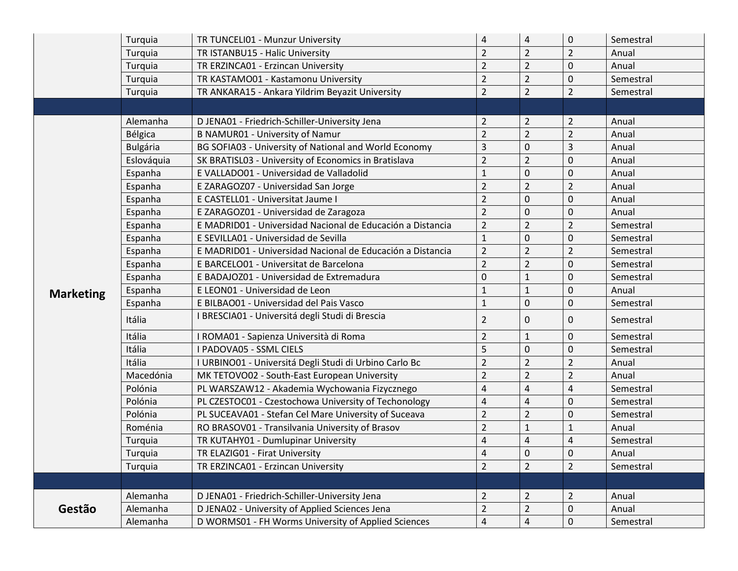| | | | | | | |
|---|---|---|---|---|---|---|
| | Turquia | TR TUNCELI01 - Munzur University | 4 | 4 | 0 | Semestral |
| | Turquia | TR ISTANBU15 - Halic University | 2 | 2 | 2 | Anual |
| | Turquia | TR ERZINCA01 - Erzincan University | 2 | 2 | 0 | Anual |
| | Turquia | TR KASTAMO01 - Kastamonu University | 2 | 2 | 0 | Semestral |
| | Turquia | TR ANKARA15 - Ankara Yildrim Beyazit University | 2 | 2 | 2 | Semestral |
| | | | | | | |
| **Marketing** | Alemanha | D JENA01 - Friedrich-Schiller-University Jena | 2 | 2 | 2 | Anual |
| | Bélgica | B NAMUR01 - University of Namur | 2 | 2 | 2 | Anual |
| | Bulgária | BG SOFIA03 - University of National and World Economy | 3 | 0 | 3 | Anual |
| | Eslováquia | SK BRATISL03 - University of Economics in Bratislava | 2 | 2 | 0 | Anual |
| | Espanha | E VALLADO01 - Universidad de Valladolid | 1 | 0 | 0 | Anual |
| | Espanha | E ZARAGOZ07 - Universidad San Jorge | 2 | 2 | 2 | Anual |
| | Espanha | E CASTELL01 - Universitat Jaume I | 2 | 0 | 0 | Anual |
| | Espanha | E ZARAGOZ01 - Universidad de Zaragoza | 2 | 0 | 0 | Anual |
| | Espanha | E MADRID01 - Universidad Nacional de Educación a Distancia | 2 | 2 | 2 | Semestral |
| | Espanha | E SEVILLA01 - Universidad de Sevilla | 1 | 0 | 0 | Semestral |
| | Espanha | E MADRID01 - Universidad Nacional de Educación a Distancia | 2 | 2 | 2 | Semestral |
| | Espanha | E BARCELO01 - Universitat de Barcelona | 2 | 2 | 0 | Semestral |
| | Espanha | E BADAJOZ01 - Universidad de Extremadura | 0 | 1 | 0 | Semestral |
| | Espanha | E LEON01 - Universidad de Leon | 1 | 1 | 0 | Anual |
| | Espanha | E BILBAO01 - Universidad del Pais Vasco | 1 | 0 | 0 | Semestral |
| | Itália | I BRESCIA01 - Universitá degli Studi di Brescia | 2 | 0 | 0 | Semestral |
| | Itália | I ROMA01 - Sapienza Università di Roma | 2 | 1 | 0 | Semestral |
| | Itália | I PADOVA05 - SSML CIELS | 5 | 0 | 0 | Semestral |
| | Itália | I URBINO01 - Universitá Degli Studi di Urbino Carlo Bc | 2 | 2 | 2 | Anual |
| | Macedónia | MK TETOVO02 - South-East European University | 2 | 2 | 2 | Anual |
| | Polónia | PL WARSZAW12 - Akademia Wychowania Fizycznego | 4 | 4 | 4 | Semestral |
| | Polónia | PL CZESTOC01 - Czestochowa University of Techonology | 4 | 4 | 0 | Semestral |
| | Polónia | PL SUCEAVA01 - Stefan Cel Mare University of Suceava | 2 | 2 | 0 | Semestral |
| | Roménia | RO BRASOV01 - Transilvania University of Brasov | 2 | 1 | 1 | Anual |
| | Turquia | TR KUTAHY01 - Dumlupinar University | 4 | 4 | 4 | Semestral |
| | Turquia | TR ELAZIG01 - Firat University | 4 | 0 | 0 | Anual |
| | Turquia | TR ERZINCA01 - Erzincan University | 2 | 2 | 2 | Semestral |
| | | | | | | |
| **Gestão** | Alemanha | D JENA01 - Friedrich-Schiller-University Jena | 2 | 2 | 2 | Anual |
| | Alemanha | D JENA02 - University of Applied Sciences Jena | 2 | 2 | 0 | Anual |
| | Alemanha | D WORMS01 - FH Worms University of Applied Sciences | 4 | 4 | 0 | Semestral |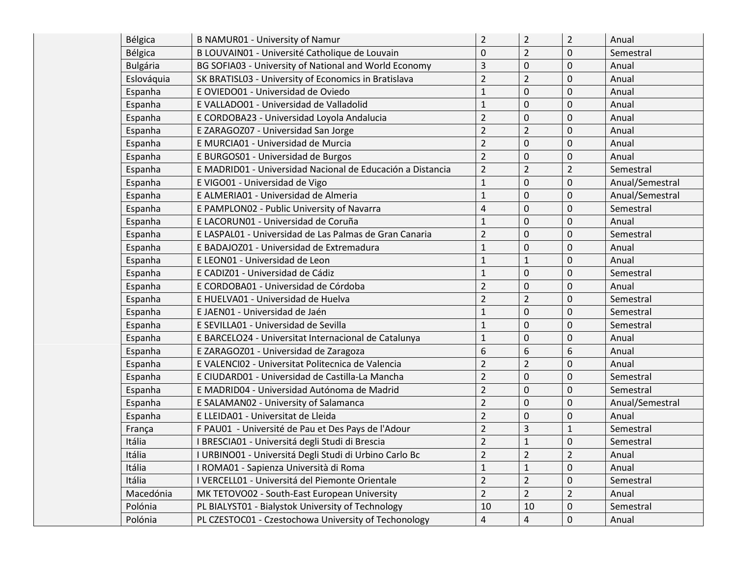| | | | | | | |
|---|---|---|---|---|---|---|
| | Bélgica | B NAMUR01 - University of Namur | 2 | 2 | 2 | Anual |
| | Bélgica | B LOUVAIN01 - Université Catholique de Louvain | 0 | 2 | 0 | Semestral |
| | Bulgária | BG SOFIA03 - University of National and World Economy | 3 | 0 | 0 | Anual |
| | Eslováquia | SK BRATISL03 - University of Economics in Bratislava | 2 | 2 | 0 | Anual |
| | Espanha | E OVIEDO01 - Universidad de Oviedo | 1 | 0 | 0 | Anual |
| | Espanha | E VALLADO01 - Universidad de Valladolid | 1 | 0 | 0 | Anual |
| | Espanha | E CORDOBA23 - Universidad Loyola Andalucia | 2 | 0 | 0 | Anual |
| | Espanha | E ZARAGOZ07 - Universidad San Jorge | 2 | 2 | 0 | Anual |
| | Espanha | E MURCIA01 - Universidad de Murcia | 2 | 0 | 0 | Anual |
| | Espanha | E BURGOS01 - Universidad de Burgos | 2 | 0 | 0 | Anual |
| | Espanha | E MADRID01 - Universidad Nacional de Educación a Distancia | 2 | 2 | 2 | Semestral |
| | Espanha | E VIGO01 - Universidad de Vigo | 1 | 0 | 0 | Anual/Semestral |
| | Espanha | E ALMERIA01 - Universidad de Almeria | 1 | 0 | 0 | Anual/Semestral |
| | Espanha | E PAMPLON02 - Public University of Navarra | 4 | 0 | 0 | Semestral |
| | Espanha | E LACORUN01 - Universidad de Coruña | 1 | 0 | 0 | Anual |
| | Espanha | E LASPAL01 - Universidad de Las Palmas de Gran Canaria | 2 | 0 | 0 | Semestral |
| | Espanha | E BADAJOZ01 - Universidad de Extremadura | 1 | 0 | 0 | Anual |
| | Espanha | E LEON01 - Universidad de Leon | 1 | 1 | 0 | Anual |
| | Espanha | E CADIZ01 - Universidad de Cádiz | 1 | 0 | 0 | Semestral |
| | Espanha | E CORDOBA01 - Universidad de Córdoba | 2 | 0 | 0 | Anual |
| | Espanha | E HUELVA01 - Universidad de Huelva | 2 | 2 | 0 | Semestral |
| | Espanha | E JAEN01 - Universidad de Jaén | 1 | 0 | 0 | Semestral |
| | Espanha | E SEVILLA01 - Universidad de Sevilla | 1 | 0 | 0 | Semestral |
| | Espanha | E BARCELO24 - Universitat Internacional de Catalunya | 1 | 0 | 0 | Anual |
| | Espanha | E ZARAGOZ01 - Universidad de Zaragoza | 6 | 6 | 6 | Anual |
| | Espanha | E VALENCI02 - Universitat Politecnica de Valencia | 2 | 2 | 0 | Anual |
| | Espanha | E CIUDARD01 - Universidad de Castilla-La Mancha | 2 | 0 | 0 | Semestral |
| | Espanha | E MADRID04 - Universidad Autónoma de Madrid | 2 | 0 | 0 | Semestral |
| | Espanha | E SALAMAN02 - University of Salamanca | 2 | 0 | 0 | Anual/Semestral |
| | Espanha | E LLEIDA01 - Universitat de Lleida | 2 | 0 | 0 | Anual |
| | França | F PAU01 - Université de Pau et Des Pays de l'Adour | 2 | 3 | 1 | Semestral |
| | Itália | I BRESCIA01 - Universitá degli Studi di Brescia | 2 | 1 | 0 | Semestral |
| | Itália | I URBINO01 - Universitá Degli Studi di Urbino Carlo Bc | 2 | 2 | 2 | Anual |
| | Itália | I ROMA01 - Sapienza Università di Roma | 1 | 1 | 0 | Anual |
| | Itália | I VERCELL01 - Universitá del Piemonte Orientale | 2 | 2 | 0 | Semestral |
| | Macedónia | MK TETOVO02 - South-East European University | 2 | 2 | 2 | Anual |
| | Polónia | PL BIALYST01 - Bialystok University of Technology | 10 | 10 | 0 | Semestral |
| | Polónia | PL CZESTOC01 - Czestochowa University of Techonology | 4 | 4 | 0 | Anual |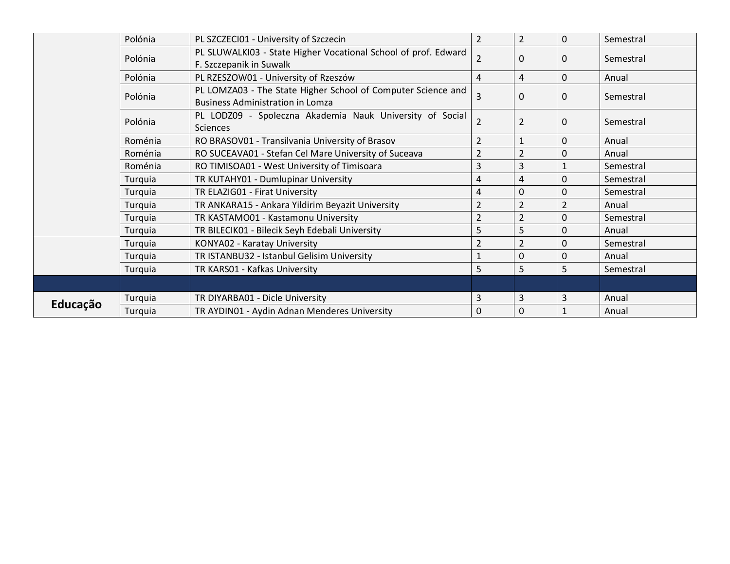| | | | | | | |
|---|---|---|---|---|---|---|
| | Polónia | PL SZCZECI01 - University of Szczecin | 2 | 2 | 0 | Semestral |
| | Polónia | PL SLUWALKI03 - State Higher Vocational School of prof. Edward F. Szczepanik in Suwalk | 2 | 0 | 0 | Semestral |
| | Polónia | PL RZESZOW01 - University of Rzeszów | 4 | 4 | 0 | Anual |
| | Polónia | PL LOMZA03 - The State Higher School of Computer Science and Business Administration in Lomza | 3 | 0 | 0 | Semestral |
| | Polónia | PL LODZ09 - Spoleczna Akademia Nauk University of Social Sciences | 2 | 2 | 0 | Semestral |
| | Roménia | RO BRASOV01 - Transilvania University of Brasov | 2 | 1 | 0 | Anual |
| | Roménia | RO SUCEAVA01 - Stefan Cel Mare University of Suceava | 2 | 2 | 0 | Anual |
| | Roménia | RO TIMISOA01 - West University of Timisoara | 3 | 3 | 1 | Semestral |
| | Turquia | TR KUTAHY01 - Dumlupinar University | 4 | 4 | 0 | Semestral |
| | Turquia | TR ELAZIG01 - Firat University | 4 | 0 | 0 | Semestral |
| | Turquia | TR ANKARA15 - Ankara Yildirim Beyazit University | 2 | 2 | 2 | Anual |
| | Turquia | TR KASTAMO01 - Kastamonu University | 2 | 2 | 0 | Semestral |
| | Turquia | TR BILECIK01 - Bilecik Seyh Edebali University | 5 | 5 | 0 | Anual |
| | Turquia | KONYA02 - Karatay University | 2 | 2 | 0 | Semestral |
| | Turquia | TR ISTANBU32 - Istanbul Gelisim University | 1 | 0 | 0 | Anual |
| | Turquia | TR KARS01 - Kafkas University | 5 | 5 | 5 | Semestral |
| | | | | | | |
| **Educação** | Turquia | TR DIYARBA01 - Dicle University | 3 | 3 | 3 | Anual |
| | Turquia | TR AYDIN01 - Aydin Adnan Menderes University | 0 | 0 | 1 | Anual |